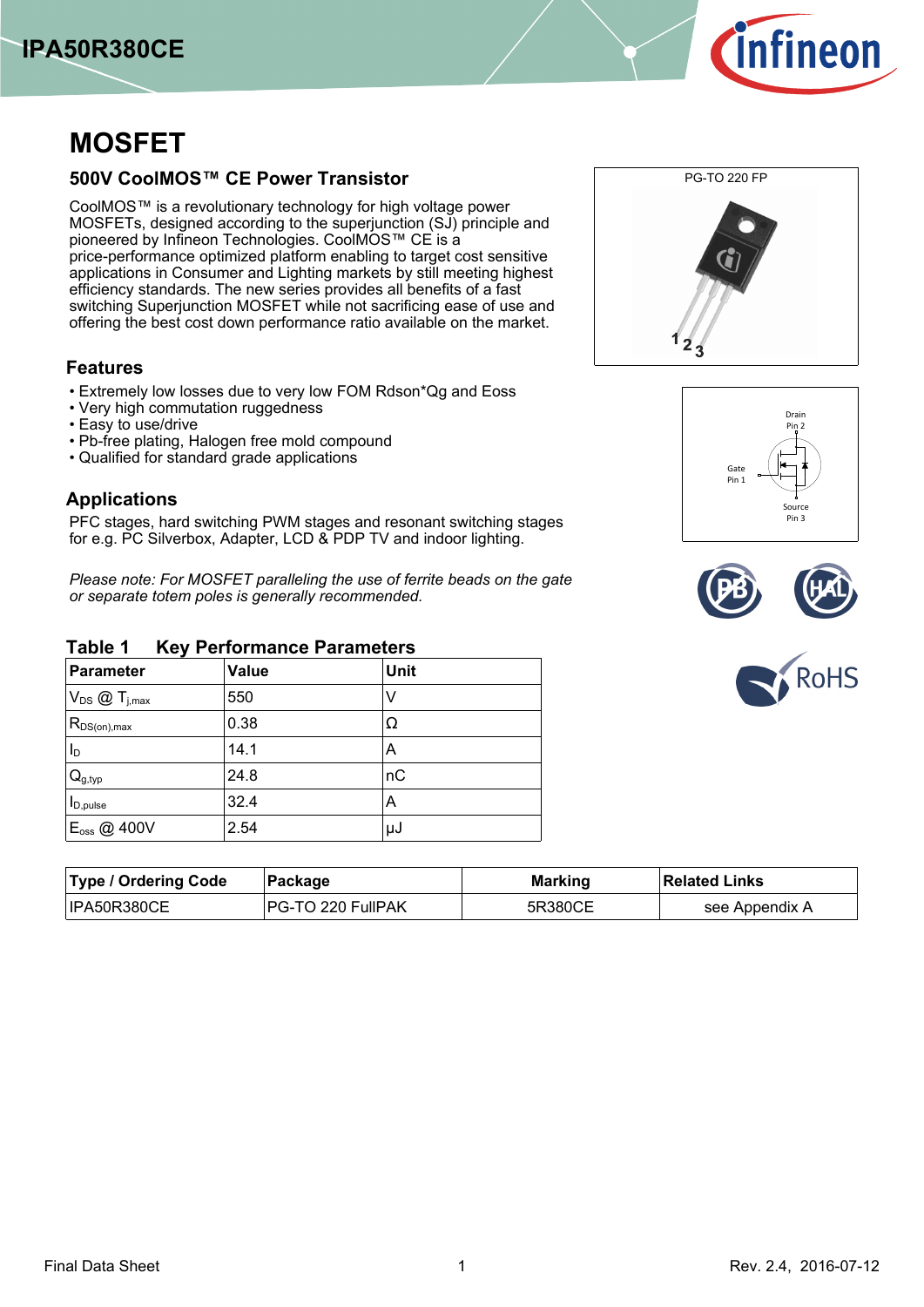# MOSFET

## 500V CoolMOS™ CE Power Transistor

CoolMOS™ is a revolutionary technology for high voltage power MOSFETs, designed according to the superjunction (SJ) principle and pioneered by Infineon Technologies. CoolMOS™ CE is a price-performance optimized platform enabling to target cost sensitive applications in Consumer and Lighting markets by still meeting highest efficiency standards. The new series provides all benefits of a fast switching Superjunction MOSFET while not sacrificing ease of use and offering the best cost down performance ratio available on the market.

PG-TO 220 FP

Drain Pin 2

Gate Pin 1

Source Pin 3

### Features

- Extremely low losses due to very low FOM Rdson*Qg and Eoss
- Very high commutation ruggedness
- Easy to use/drive
- Pb-free plating, Halogen free mold compound
- Qualified for standard grade applications

### Applications

PFC stages, hard switching PWM stages and resonant switching stages for e.g. PC Silverbox, Adapter, LCD & PDP TV and indoor lighting.

*Please note: For MOSFET paralleling the use of ferrite beads on the gate or separate totem poles is generally recommended.*

**Table 1 Key Performance Parameters**

| Parameter | Value | Unit |
|---|---|---|
| $V_{DS}$ @ $T_{j,max}$ | 550 | V |
| $R_{DS(on),max}$ | 0.38 | Ω |
| $I_D$ | 14.1 | A |
| $Q_{g,typ}$ | 24.8 | nC |
| $I_{D,pulse}$ | 32.4 | A |
| $E_{oss}$ @ 400V | 2.54 | µJ |

| Type / Ordering Code | Package | Marking | Related Links |
|---|---|---|---|
| IPA50R380CE | PG-TO 220 FullPAK | 5R380CE | see Appendix A |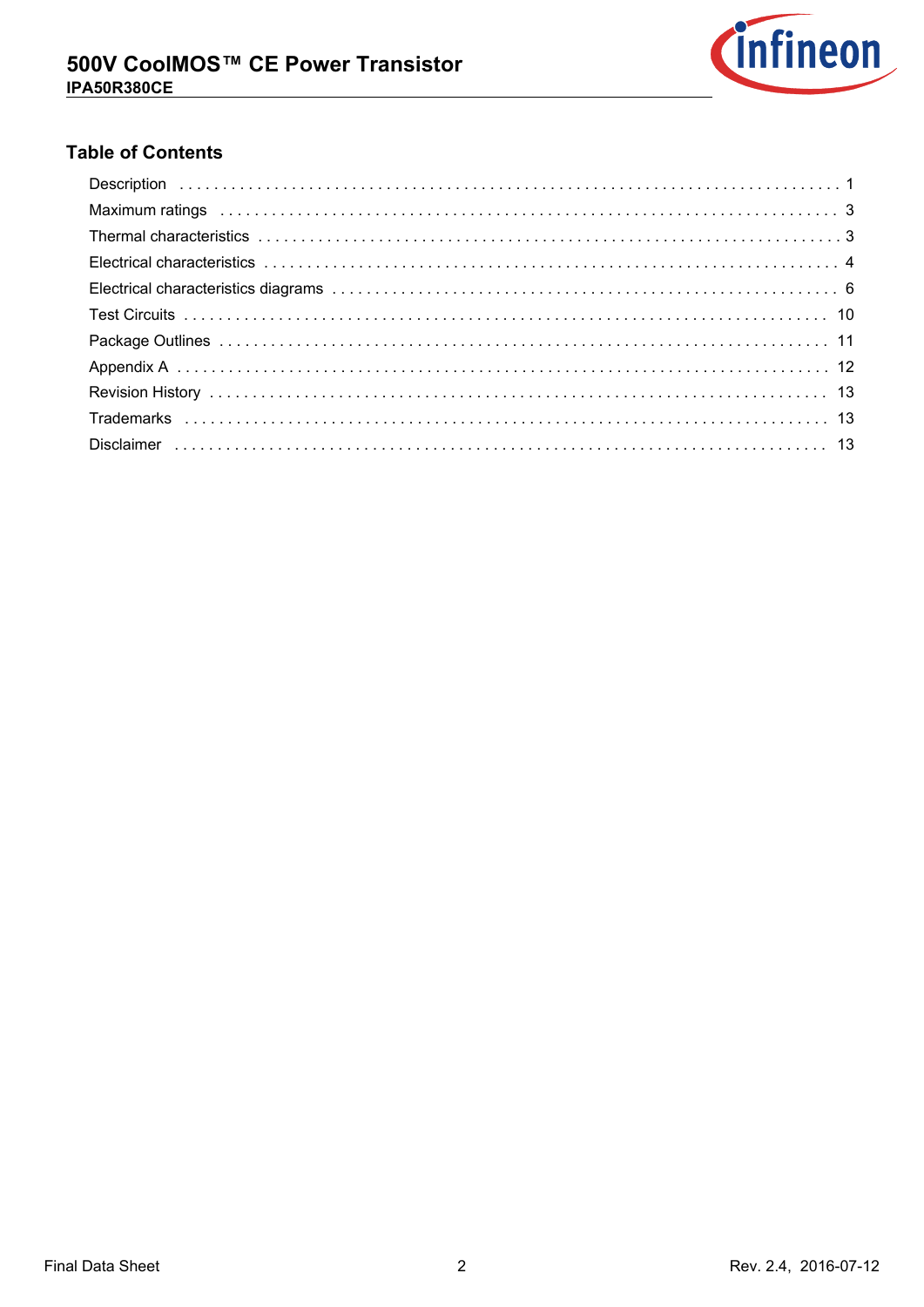## Table of Contents

| | |
|---|---|
| Description | 1 |
| Maximum ratings | 3 |
| Thermal characteristics | 3 |
| Electrical characteristics | 4 |
| Electrical characteristics diagrams | 6 |
| Test Circuits | 10 |
| Package Outlines | 11 |
| Appendix A | 12 |
| Revision History | 13 |
| Trademarks | 13 |
| Disclaimer | 13 |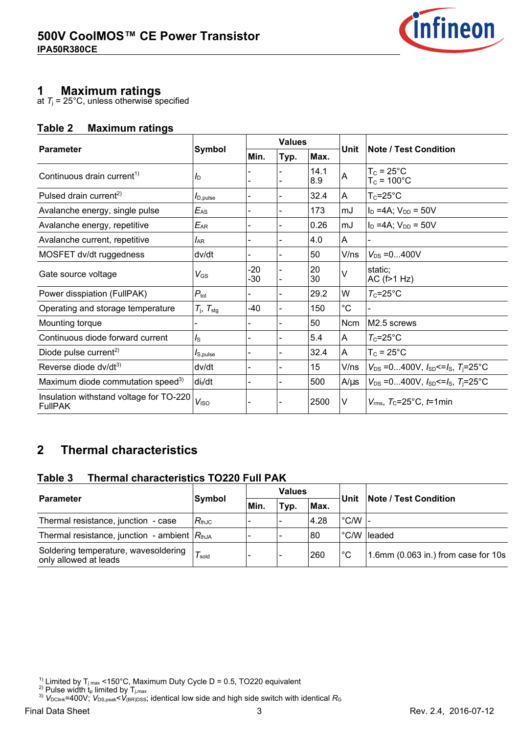# 1 Maximum ratings

at $T_j$ = 25°C, unless otherwise specified

**Table 2 Maximum ratings**

| Parameter | Symbol | Values | | | Unit | Note / Test Condition |
|---|---|---|---|---|---|---|
| | | Min. | Typ. | Max. | | |
| Continuous drain current[1] | $I_D$ | -<br>- | -<br>- | 14.1<br>8.9 | A | $T_C$ = 25°C<br>$T_C$ = 100°C |
| Pulsed drain current[2] | $I_{D,pulse}$ | - | - | 32.4 | A | $T_C$=25°C |
| Avalanche energy, single pulse | $E_{AS}$ | - | - | 173 | mJ | $I_D$ =4A; $V_{DD}$ = 50V |
| Avalanche energy, repetitive | $E_{AR}$ | - | - | 0.26 | mJ | $I_D$ =4A; $V_{DD}$ = 50V |
| Avalanche current, repetitive | $I_{AR}$ | - | - | 4.0 | A | - |
| MOSFET dv/dt ruggedness | dv/dt | - | - | 50 | V/ns | $V_{DS}$ =0...400V |
| Gate source voltage | $V_{GS}$ | -20<br>-30 | -<br>- | 20<br>30 | V | static;<br>AC (f>1 Hz) |
| Power dissipation (FullPAK) | $P_{tot}$ | - | - | 29.2 | W | $T_C$=25°C |
| Operating and storage temperature | $T_j$, $T_{stg}$ | -40 | - | 150 | °C | - |
| Mounting torque | - | - | - | 50 | Ncm | M2.5 screws |
| Continuous diode forward current | $I_S$ | - | - | 5.4 | A | $T_C$=25°C |
| Diode pulse current[2] | $I_{S,pulse}$ | - | - | 32.4 | A | $T_C$ = 25°C |
| Reverse diode dv/dt[3] | dv/dt | - | - | 15 | V/ns | $V_{DS}$ =0...400V, $I_{SD}$<=$I_S$, $T_j$=25°C |
| Maximum diode commutation speed[3] | $di_f/dt$ | - | - | 500 | A/µs | $V_{DS}$ =0...400V, $I_{SD}$<=$I_S$, $T_j$=25°C |
| Insulation withstand voltage for TO-220 FullPAK | $V_{ISO}$ | - | - | 2500 | V | $V_{rms}$, $T_C$=25°C, $t$=1min |

# 2 Thermal characteristics

**Table 3 Thermal characteristics TO220 Full PAK**

| Parameter | Symbol | Values | | | Unit | Note / Test Condition |
|---|---|---|---|---|---|---|
| | | Min. | Typ. | Max. | | |
| Thermal resistance, junction - case | $R_{thJC}$ | - | - | 4.28 | °C/W | - |
| Thermal resistance, junction - ambient | $R_{thJA}$ | - | - | 80 | °C/W | leaded |
| Soldering temperature, wavesoldering only allowed at leads | $T_{sold}$ | - | - | 260 | °C | 1.6mm (0.063 in.) from case for 10s |

[1] Limited by $T_{j\,max}$ <150°C, Maximum Duty Cycle D = 0.5, TO220 equivalent

[2] Pulse width $t_p$ limited by $T_{j,max}$

[3] $V_{DClink}$=400V; $V_{DS,peak}$<$V_{(BR)DSS}$; identical low side and high side switch with identical $R_G$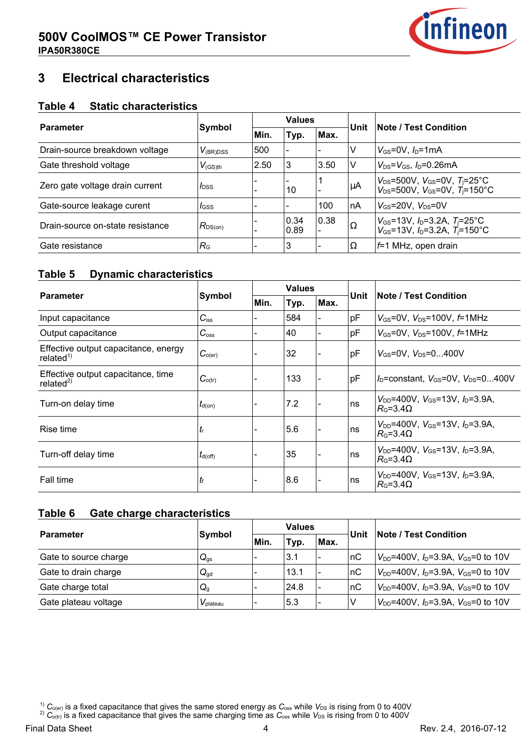# 3 Electrical characteristics

**Table 4 Static characteristics**

| Parameter | Symbol | Values | | | Unit | Note / Test Condition |
|---|---|---|---|---|---|---|
| | | Min. | Typ. | Max. | | |
| Drain-source breakdown voltage | $V_{(BR)DSS}$ | 500 | - | - | V | $V_{GS}$=0V, $I_D$=1mA |
| Gate threshold voltage | $V_{(GS)th}$ | 2.50 | 3 | 3.50 | V | $V_{DS}$=$V_{GS}$, $I_D$=0.26mA |
| Zero gate voltage drain current | $I_{DSS}$ | -<br>- | -<br>10 | 1<br>- | µA | $V_{DS}$=500V, $V_{GS}$=0V, $T_j$=25°C<br>$V_{DS}$=500V, $V_{GS}$=0V, $T_j$=150°C |
| Gate-source leakage curent | $I_{GSS}$ | - | - | 100 | nA | $V_{GS}$=20V, $V_{DS}$=0V |
| Drain-source on-state resistance | $R_{DS(on)}$ | -<br>- | 0.34<br>0.89 | 0.38<br>- | Ω | $V_{GS}$=13V, $I_D$=3.2A, $T_j$=25°C<br>$V_{GS}$=13V, $I_D$=3.2A, $T_j$=150°C |
| Gate resistance | $R_G$ | - | 3 | - | Ω | $f$=1 MHz, open drain |

**Table 5 Dynamic characteristics**

| Parameter | Symbol | Values | | | Unit | Note / Test Condition |
|---|---|---|---|---|---|---|
| | | Min. | Typ. | Max. | | |
| Input capacitance | $C_{iss}$ | - | 584 | - | pF | $V_{GS}$=0V, $V_{DS}$=100V, $f$=1MHz |
| Output capacitance | $C_{oss}$ | - | 40 | - | pF | $V_{GS}$=0V, $V_{DS}$=100V, $f$=1MHz |
| Effective output capacitance, energy related[1] | $C_{o(er)}$ | - | 32 | - | pF | $V_{GS}$=0V, $V_{DS}$=0...400V |
| Effective output capacitance, time related[2] | $C_{o(tr)}$ | - | 133 | - | pF | $I_D$=constant, $V_{GS}$=0V, $V_{DS}$=0...400V |
| Turn-on delay time | $t_{d(on)}$ | - | 7.2 | - | ns | $V_{DD}$=400V, $V_{GS}$=13V, $I_D$=3.9A, $R_G$=3.4Ω |
| Rise time | $t_r$ | - | 5.6 | - | ns | $V_{DD}$=400V, $V_{GS}$=13V, $I_D$=3.9A, $R_G$=3.4Ω |
| Turn-off delay time | $t_{d(off)}$ | - | 35 | - | ns | $V_{DD}$=400V, $V_{GS}$=13V, $I_D$=3.9A, $R_G$=3.4Ω |
| Fall time | $t_f$ | - | 8.6 | - | ns | $V_{DD}$=400V, $V_{GS}$=13V, $I_D$=3.9A, $R_G$=3.4Ω |

**Table 6 Gate charge characteristics**

| Parameter | Symbol | Values | | | Unit | Note / Test Condition |
|---|---|---|---|---|---|---|
| | | Min. | Typ. | Max. | | |
| Gate to source charge | $Q_{gs}$ | - | 3.1 | - | nC | $V_{DD}$=400V, $I_D$=3.9A, $V_{GS}$=0 to 10V |
| Gate to drain charge | $Q_{gd}$ | - | 13.1 | - | nC | $V_{DD}$=400V, $I_D$=3.9A, $V_{GS}$=0 to 10V |
| Gate charge total | $Q_g$ | - | 24.8 | - | nC | $V_{DD}$=400V, $I_D$=3.9A, $V_{GS}$=0 to 10V |
| Gate plateau voltage | $V_{plateau}$ | - | 5.3 | - | V | $V_{DD}$=400V, $I_D$=3.9A, $V_{GS}$=0 to 10V |

[1] $C_{o(er)}$ is a fixed capacitance that gives the same stored energy as $C_{oss}$ while $V_{DS}$ is rising from 0 to 400V
[2] $C_{o(tr)}$ is a fixed capacitance that gives the same charging time as $C_{oss}$ while $V_{DS}$ is rising from 0 to 400V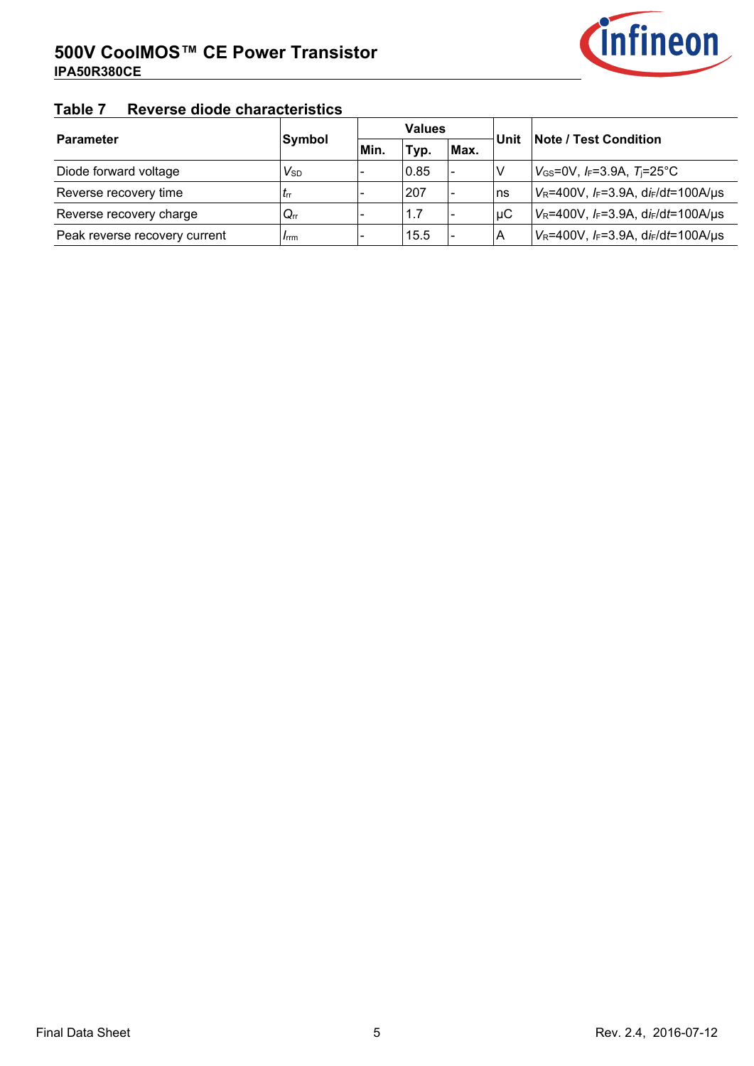## Table 7 Reverse diode characteristics

| Parameter | Symbol | Values | | | Unit | Note / Test Condition |
|---|---|---|---|---|---|---|
| | | Min. | Typ. | Max. | | |
| Diode forward voltage | $V_{SD}$ | - | 0.85 | - | V | $V_{GS}$=0V, $I_F$=3.9A, $T_j$=25°C |
| Reverse recovery time | $t_{rr}$ | - | 207 | - | ns | $V_R$=400V, $I_F$=3.9A, d$i_F$/d$t$=100A/µs |
| Reverse recovery charge | $Q_{rr}$ | - | 1.7 | - | µC | $V_R$=400V, $I_F$=3.9A, d$i_F$/d$t$=100A/µs |
| Peak reverse recovery current | $I_{rrm}$ | - | 15.5 | - | A | $V_R$=400V, $I_F$=3.9A, d$i_F$/d$t$=100A/µs |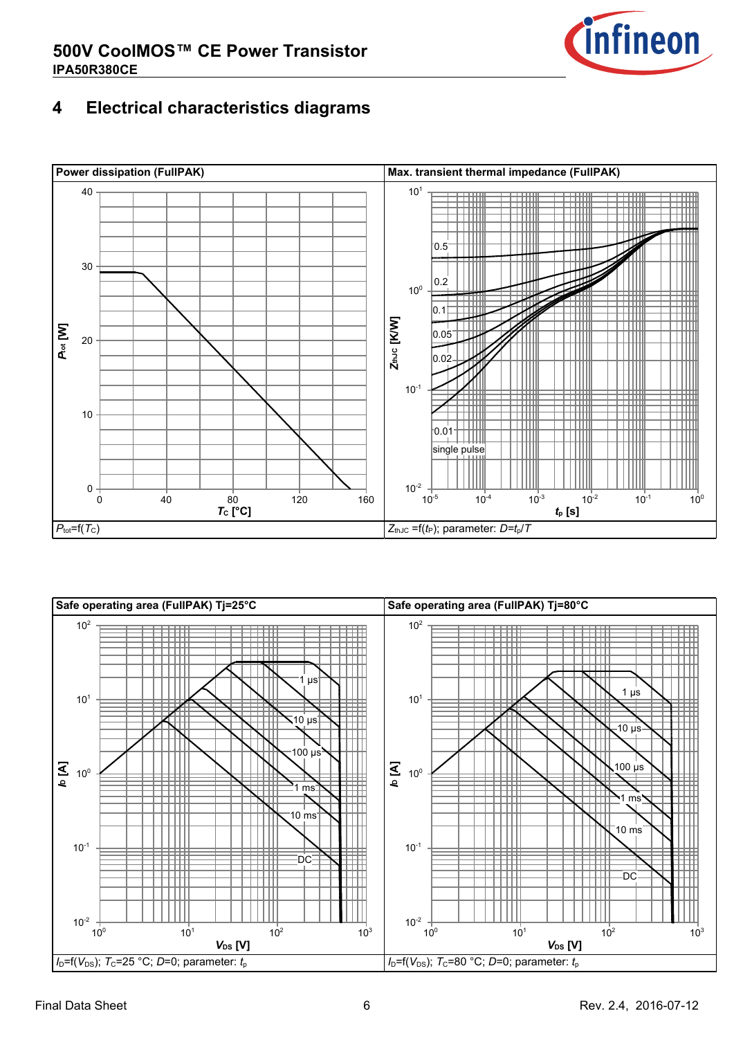## 4 Electrical characteristics diagrams

| Power dissipation (FullPAK) | Max. transient thermal impedance (FullPAK) |
|---|---|
| $P_{tot}=f(T_C)$ | $Z_{thJC}=f(t_P)$; parameter: $D=t_p/T$ |

| Safe operating area (FullPAK) Tj=25°C | Safe operating area (FullPAK) Tj=80°C |
|---|---|
| $I_D=f(V_{DS})$; $T_C$=25 °C; $D$=0; parameter: $t_p$ | $I_D=f(V_{DS})$; $T_C$=80 °C; $D$=0; parameter: $t_p$ |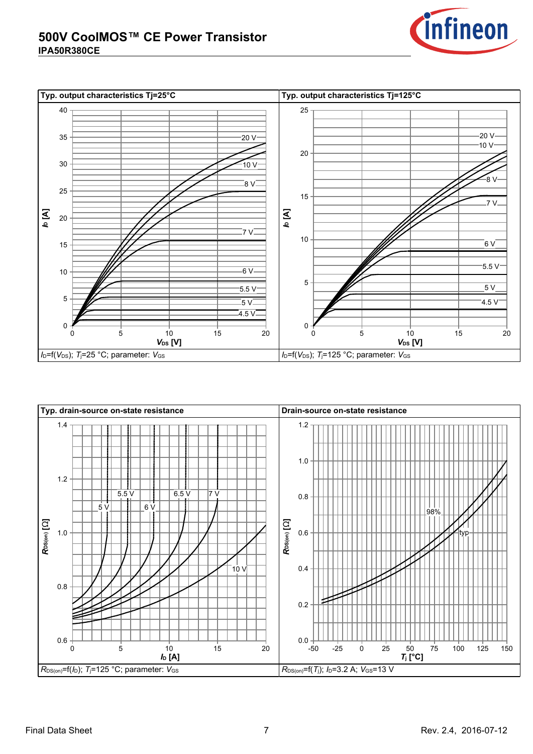| Typ. output characteristics Tj=25°C | Typ. output characteristics Tj=125°C |
| --- | --- |
| $I_D=f(V_{DS})$; $T_j$=25 °C; parameter: $V_{GS}$ | $I_D=f(V_{DS})$; $T_j$=125 °C; parameter: $V_{GS}$ |

| Typ. drain-source on-state resistance | Drain-source on-state resistance |
| --- | --- |
| $R_{DS(on)}=f(I_D)$; $T_j$=125 °C; parameter: $V_{GS}$ | $R_{DS(on)}=f(T_j)$; $I_D$=3.2 A; $V_{GS}$=13 V |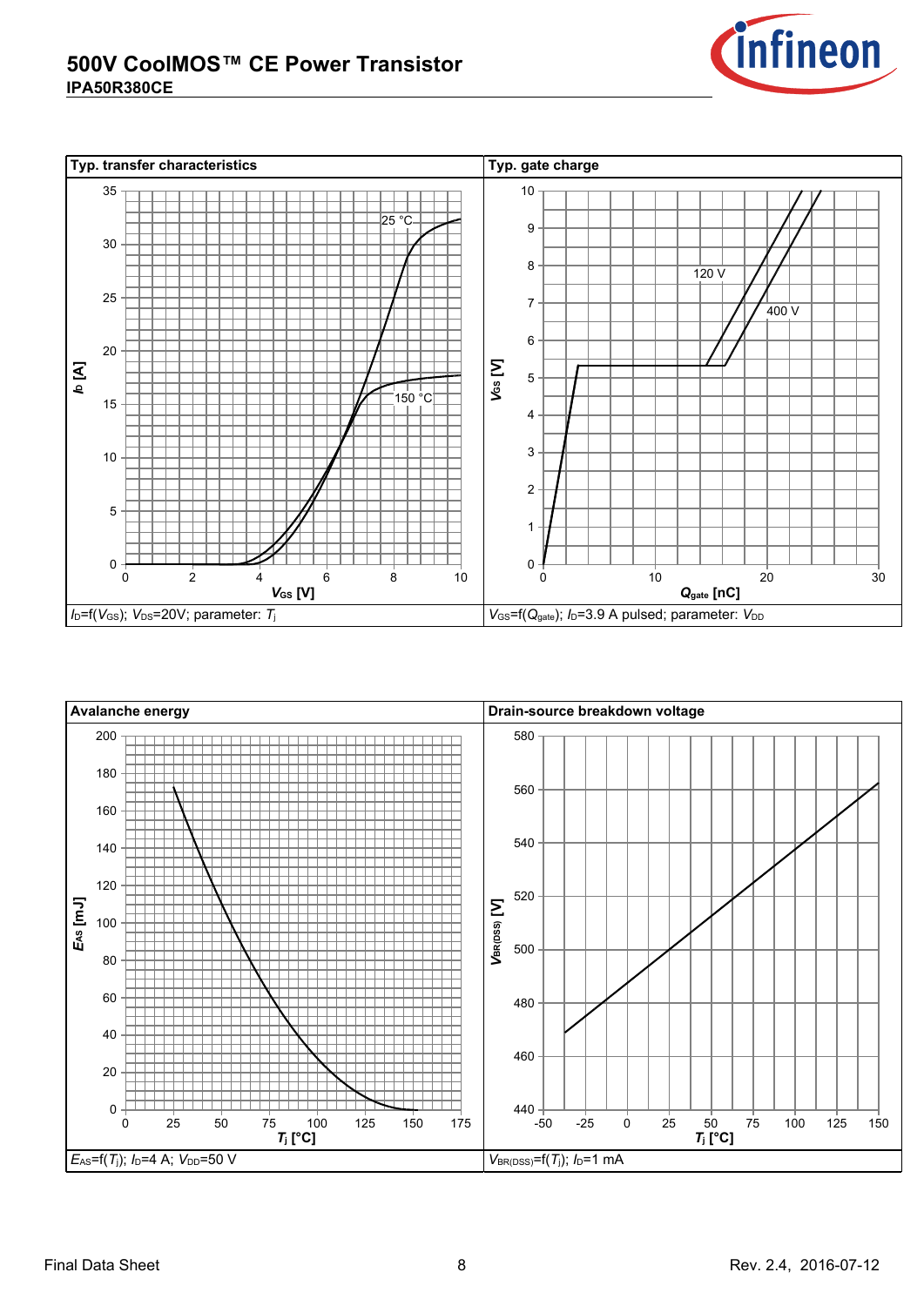| Typ. transfer characteristics | Typ. gate charge |
|---|---|
| $I_D=f(V_{GS})$; $V_{DS}$=20V; parameter: $T_j$ | $V_{GS}=f(Q_{gate})$; $I_D$=3.9 A pulsed; parameter: $V_{DD}$ |

| Avalanche energy | Drain-source breakdown voltage |
|---|---|
| $E_{AS}=f(T_j)$; $I_D$=4 A; $V_{DD}$=50 V | $V_{BR(DSS)}=f(T_j)$; $I_D$=1 mA |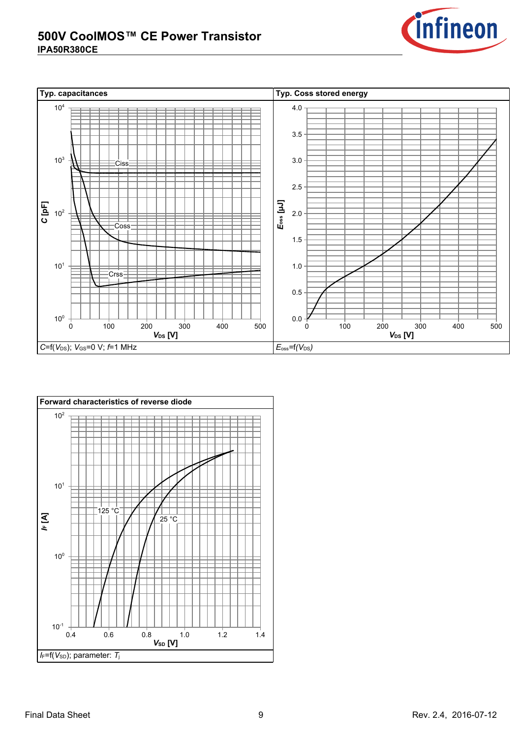# 500V CoolMOS™ CE Power Transistor
**IPA50R380CE**

**Typ. capacitances**

$C$=f($V_{DS}$); $V_{GS}$=0 V; $f$=1 MHz

**Typ. Coss stored energy**

$E_{oss}$=f($V_{DS}$)

**Forward characteristics of reverse diode**

$I_F$=f($V_{SD}$); parameter: $T_j$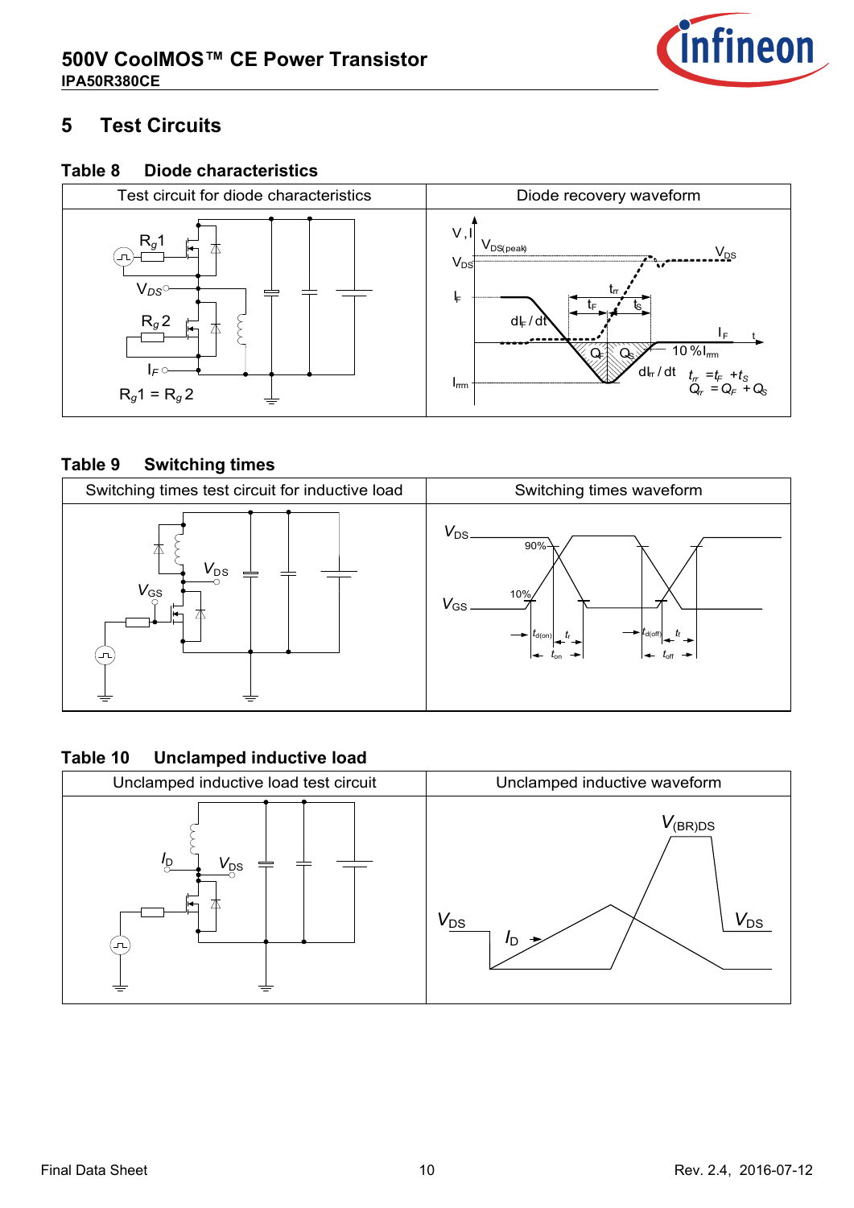# 5 Test Circuits

**Table 8 Diode characteristics**

| Test circuit for diode characteristics | Diode recovery waveform |
| --- | --- |
| $R_g1$, $V_{DS}$, $R_g2$, $I_F$, $R_g1 = R_g2$ | $V, I$, $V_{DS(peak)}$, $V_{DS}$, $I_F$, $dI_F/dt$, $t_{rr}$, $t_F$, $t_S$, $Q_F$, $Q_S$, 10 % $I_{rrm}$, $dI_{rr}/dt$, $I_{rrm}$, $t$, $t_{rr} = t_F + t_S$, $Q_{rr} = Q_F + Q_S$ |

**Table 9 Switching times**

| Switching times test circuit for inductive load | Switching times waveform |
| --- | --- |
| $V_{DS}$, $V_{GS}$ | $V_{DS}$, $V_{GS}$, 90%, 10%, $t_{d(on)}$, $t_r$, $t_{on}$, $t_{d(off)}$, $t_f$, $t_{off}$ |

**Table 10 Unclamped inductive load**

| Unclamped inductive load test circuit | Unclamped inductive waveform |
| --- | --- |
| $I_D$, $V_{DS}$ | $V_{(BR)DS}$, $V_{DS}$, $I_D$, $V_{DS}$ |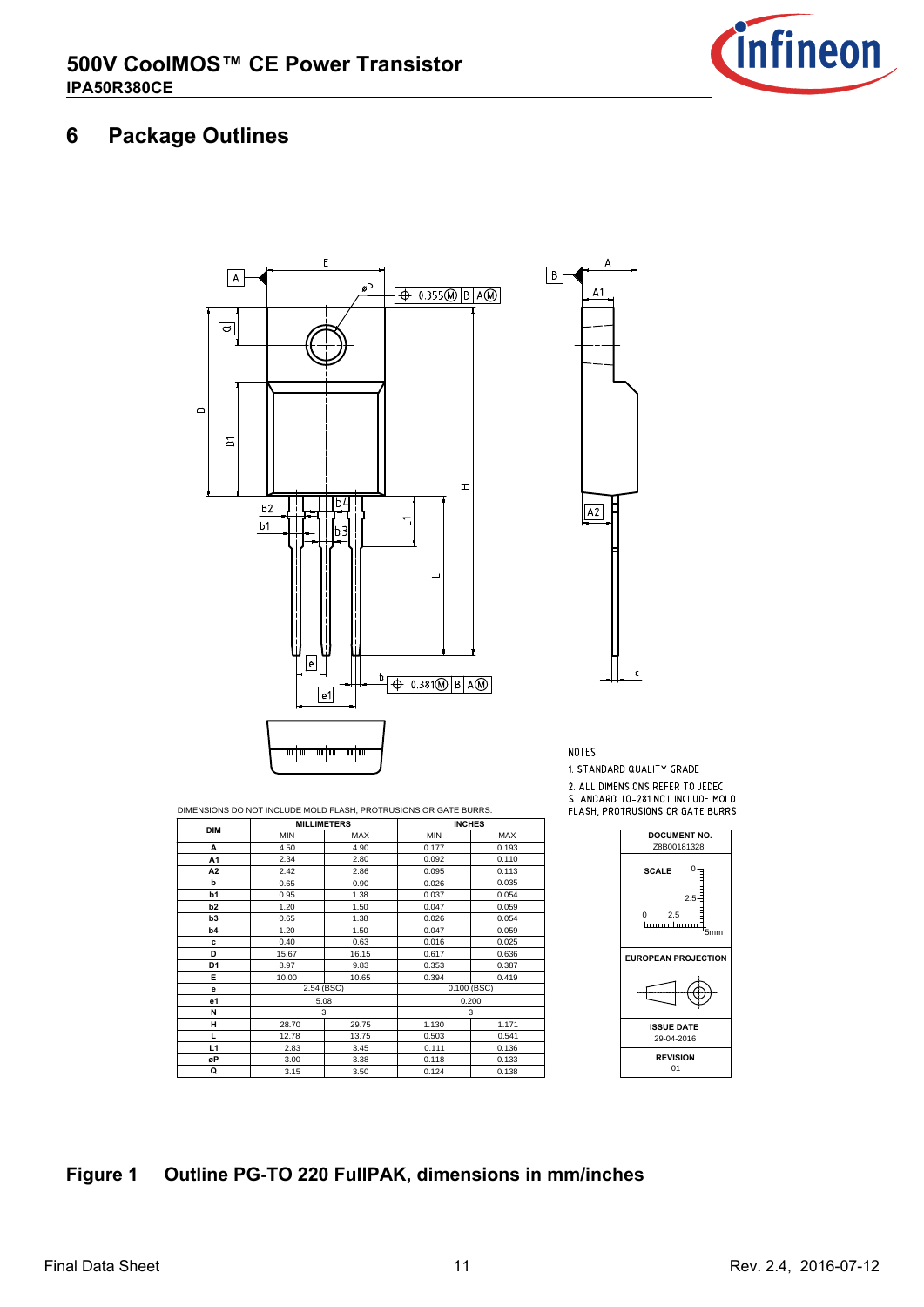## 6 Package Outlines

DIMENSIONS DO NOT INCLUDE MOLD FLASH, PROTRUSIONS OR GATE BURRS.

| DIM | MILLIMETERS | | INCHES | |
|---|---|---|---|---|
| | MIN | MAX | MIN | MAX |
| A | 4.50 | 4.90 | 0.177 | 0.193 |
| A1 | 2.34 | 2.80 | 0.092 | 0.110 |
| A2 | 2.42 | 2.86 | 0.095 | 0.113 |
| b | 0.65 | 0.90 | 0.026 | 0.035 |
| b1 | 0.95 | 1.38 | 0.037 | 0.054 |
| b2 | 1.20 | 1.50 | 0.047 | 0.059 |
| b3 | 0.65 | 1.38 | 0.026 | 0.054 |
| b4 | 1.20 | 1.50 | 0.047 | 0.059 |
| c | 0.40 | 0.63 | 0.016 | 0.025 |
| D | 15.67 | 16.15 | 0.617 | 0.636 |
| D1 | 8.97 | 9.83 | 0.353 | 0.387 |
| E | 10.00 | 10.65 | 0.394 | 0.419 |
| e | 2.54 (BSC) | | 0.100 (BSC) | |
| e1 | 5.08 | | 0.200 | |
| N | 3 | | 3 | |
| H | 28.70 | 29.75 | 1.130 | 1.171 |
| L | 12.78 | 13.75 | 0.503 | 0.541 |
| L1 | 2.83 | 3.45 | 0.111 | 0.136 |
| øP | 3.00 | 3.38 | 0.118 | 0.133 |
| Q | 3.15 | 3.50 | 0.124 | 0.138 |

NOTES:
1. STANDARD QUALITY GRADE
2. ALL DIMENSIONS REFER TO JEDEC STANDARD TO-281 NOT INCLUDE MOLD FLASH, PROTRUSIONS OR GATE BURRS

| DOCUMENT NO. |
|---|
| Z8B00181328 |
| SCALE 0 – 2.5 – 5mm |
| EUROPEAN PROJECTION |
| ISSUE DATE 29-04-2016 |
| REVISION 01 |

**Figure 1 Outline PG-TO 220 FullPAK, dimensions in mm/inches**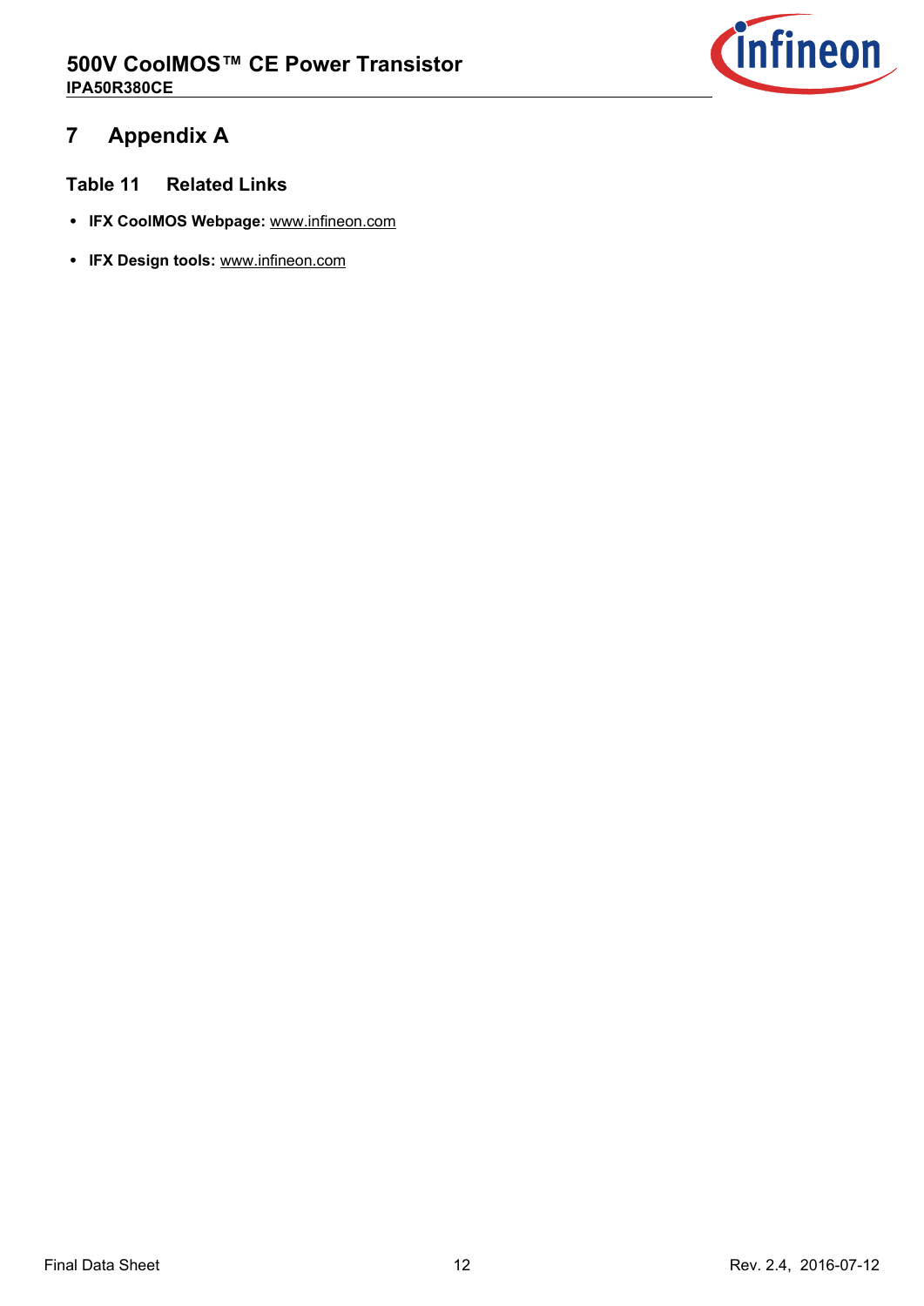# 7 Appendix A

**Table 11 Related Links**

- **IFX CoolMOS Webpage:** www.infineon.com
- **IFX Design tools:** www.infineon.com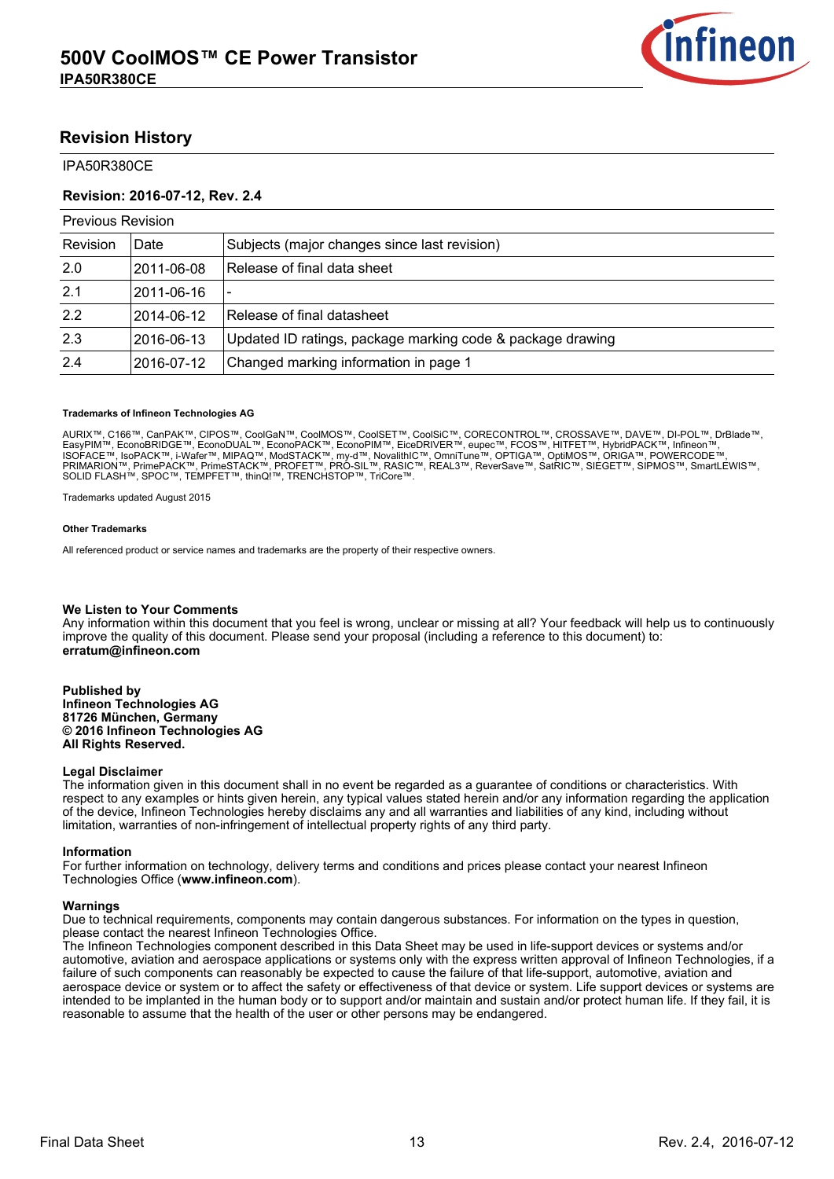## Revision History

IPA50R380CE

**Revision: 2016-07-12, Rev. 2.4**

| Previous Revision | | |
|---|---|---|
| Revision | Date | Subjects (major changes since last revision) |
| 2.0 | 2011-06-08 | Release of final data sheet |
| 2.1 | 2011-06-16 | - |
| 2.2 | 2014-06-12 | Release of final datasheet |
| 2.3 | 2016-06-13 | Updated ID ratings, package marking code & package drawing |
| 2.4 | 2016-07-12 | Changed marking information in page 1 |

**Trademarks of Infineon Technologies AG**

AURIX™, C166™, CanPAK™, CIPOS™, CoolGaN™, CoolMOS™, CoolSET™, CoolSiC™, CORECONTROL™, CROSSAVE™, DAVE™, DI-POL™, DrBlade™, EasyPIM™, EconoBRIDGE™, EconoDUAL™, EconoPACK™, EconoPIM™, EiceDRIVER™, eupec™, FCOS™, HITFET™, HybridPACK™, Infineon™, ISOFACE™, IsoPACK™, i-Wafer™, MIPAQ™, ModSTACK™, my-d™, NovalithIC™, OmniTune™, OPTIGA™, OptiMOS™, ORIGA™, POWERCODE™, PRIMARION™, PrimePACK™, PrimeSTACK™, PROFET™, PRO-SIL™, RASIC™, REAL3™, ReverSave™, SatRIC™, SIEGET™, SIPMOS™, SmartLEWIS™, SOLID FLASH™, SPOC™, TEMPFET™, thinQ!™, TRENCHSTOP™, TriCore™.

Trademarks updated August 2015

**Other Trademarks**

All referenced product or service names and trademarks are the property of their respective owners.

**We Listen to Your Comments**
Any information within this document that you feel is wrong, unclear or missing at all? Your feedback will help us to continuously improve the quality of this document. Please send your proposal (including a reference to this document) to:
**erratum@infineon.com**

**Published by**
**Infineon Technologies AG**
**81726 München, Germany**
**© 2016 Infineon Technologies AG**
**All Rights Reserved.**

**Legal Disclaimer**
The information given in this document shall in no event be regarded as a guarantee of conditions or characteristics. With respect to any examples or hints given herein, any typical values stated herein and/or any information regarding the application of the device, Infineon Technologies hereby disclaims any and all warranties and liabilities of any kind, including without limitation, warranties of non-infringement of intellectual property rights of any third party.

**Information**
For further information on technology, delivery terms and conditions and prices please contact your nearest Infineon Technologies Office (**www.infineon.com**).

**Warnings**
Due to technical requirements, components may contain dangerous substances. For information on the types in question, please contact the nearest Infineon Technologies Office.
The Infineon Technologies component described in this Data Sheet may be used in life-support devices or systems and/or automotive, aviation and aerospace applications or systems only with the express written approval of Infineon Technologies, if a failure of such components can reasonably be expected to cause the failure of that life-support, automotive, aviation and aerospace device or system or to affect the safety or effectiveness of that device or system. Life support devices or systems are intended to be implanted in the human body or to support and/or maintain and sustain and/or protect human life. If they fail, it is reasonable to assume that the health of the user or other persons may be endangered.